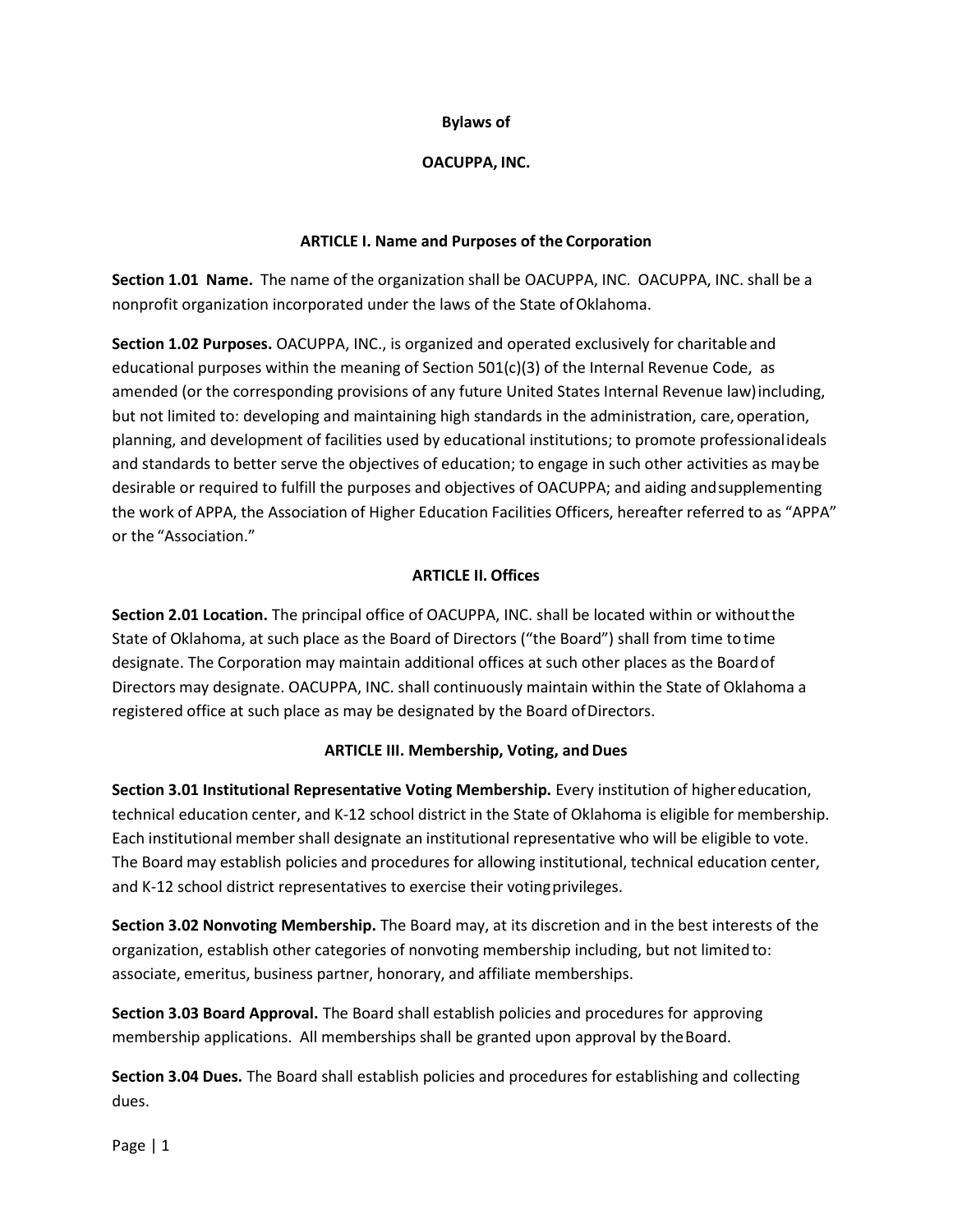# Bylaws of

# OACUPPA, INC.

## ARTICLE I. Name and Purposes of the Corporation

**Section 1.01 Name.** The name of the organization shall be OACUPPA, INC. OACUPPA, INC. shall be a nonprofit organization incorporated under the laws of the State of Oklahoma.

**Section 1.02 Purposes.** OACUPPA, INC., is organized and operated exclusively for charitable and educational purposes within the meaning of Section 501(c)(3) of the Internal Revenue Code, as amended (or the corresponding provisions of any future United States Internal Revenue law) including, but not limited to: developing and maintaining high standards in the administration, care, operation, planning, and development of facilities used by educational institutions; to promote professional ideals and standards to better serve the objectives of education; to engage in such other activities as may be desirable or required to fulfill the purposes and objectives of OACUPPA; and aiding and supplementing the work of APPA, the Association of Higher Education Facilities Officers, hereafter referred to as "APPA" or the "Association."

## ARTICLE II. Offices

**Section 2.01 Location.** The principal office of OACUPPA, INC. shall be located within or without the State of Oklahoma, at such place as the Board of Directors ("the Board") shall from time to time designate. The Corporation may maintain additional offices at such other places as the Board of Directors may designate. OACUPPA, INC. shall continuously maintain within the State of Oklahoma a registered office at such place as may be designated by the Board of Directors.

## ARTICLE III. Membership, Voting, and Dues

**Section 3.01 Institutional Representative Voting Membership.** Every institution of higher education, technical education center, and K-12 school district in the State of Oklahoma is eligible for membership. Each institutional member shall designate an institutional representative who will be eligible to vote. The Board may establish policies and procedures for allowing institutional, technical education center, and K-12 school district representatives to exercise their voting privileges.

**Section 3.02 Nonvoting Membership.** The Board may, at its discretion and in the best interests of the organization, establish other categories of nonvoting membership including, but not limited to: associate, emeritus, business partner, honorary, and affiliate memberships.

**Section 3.03 Board Approval.** The Board shall establish policies and procedures for approving membership applications. All memberships shall be granted upon approval by the Board.

**Section 3.04 Dues.** The Board shall establish policies and procedures for establishing and collecting dues.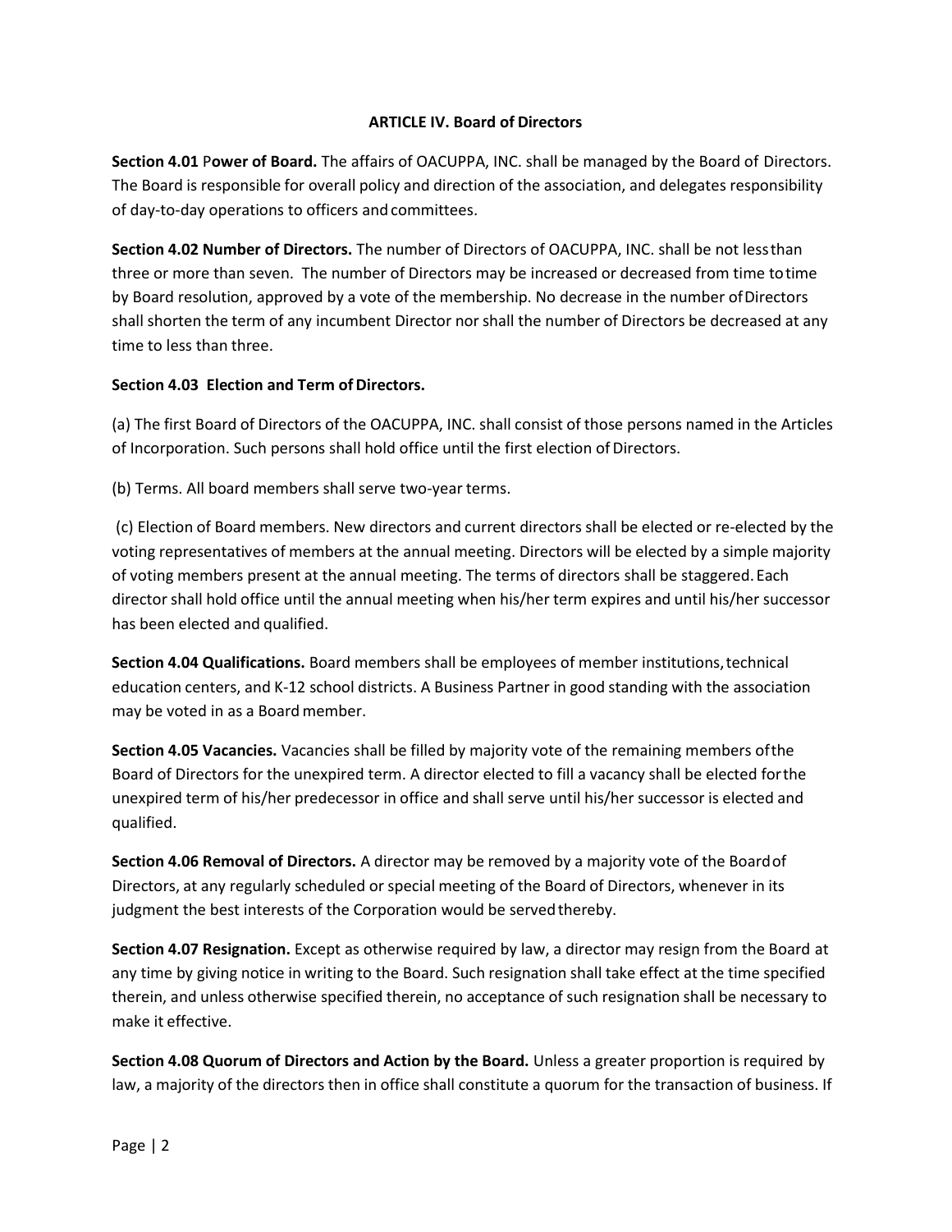## ARTICLE IV. Board of Directors

**Section 4.01 Power of Board.** The affairs of OACUPPA, INC. shall be managed by the Board of Directors. The Board is responsible for overall policy and direction of the association, and delegates responsibility of day-to-day operations to officers and committees.

**Section 4.02 Number of Directors.** The number of Directors of OACUPPA, INC. shall be not less than three or more than seven. The number of Directors may be increased or decreased from time to time by Board resolution, approved by a vote of the membership. No decrease in the number of Directors shall shorten the term of any incumbent Director nor shall the number of Directors be decreased at any time to less than three.

**Section 4.03 Election and Term of Directors.**

(a) The first Board of Directors of the OACUPPA, INC. shall consist of those persons named in the Articles of Incorporation. Such persons shall hold office until the first election of Directors.

(b) Terms. All board members shall serve two-year terms.

(c) Election of Board members. New directors and current directors shall be elected or re-elected by the voting representatives of members at the annual meeting. Directors will be elected by a simple majority of voting members present at the annual meeting. The terms of directors shall be staggered. Each director shall hold office until the annual meeting when his/her term expires and until his/her successor has been elected and qualified.

**Section 4.04 Qualifications.** Board members shall be employees of member institutions, technical education centers, and K-12 school districts. A Business Partner in good standing with the association may be voted in as a Board member.

**Section 4.05 Vacancies.** Vacancies shall be filled by majority vote of the remaining members of the Board of Directors for the unexpired term. A director elected to fill a vacancy shall be elected for the unexpired term of his/her predecessor in office and shall serve until his/her successor is elected and qualified.

**Section 4.06 Removal of Directors.** A director may be removed by a majority vote of the Board of Directors, at any regularly scheduled or special meeting of the Board of Directors, whenever in its judgment the best interests of the Corporation would be served thereby.

**Section 4.07 Resignation.** Except as otherwise required by law, a director may resign from the Board at any time by giving notice in writing to the Board. Such resignation shall take effect at the time specified therein, and unless otherwise specified therein, no acceptance of such resignation shall be necessary to make it effective.

**Section 4.08 Quorum of Directors and Action by the Board.** Unless a greater proportion is required by law, a majority of the directors then in office shall constitute a quorum for the transaction of business. If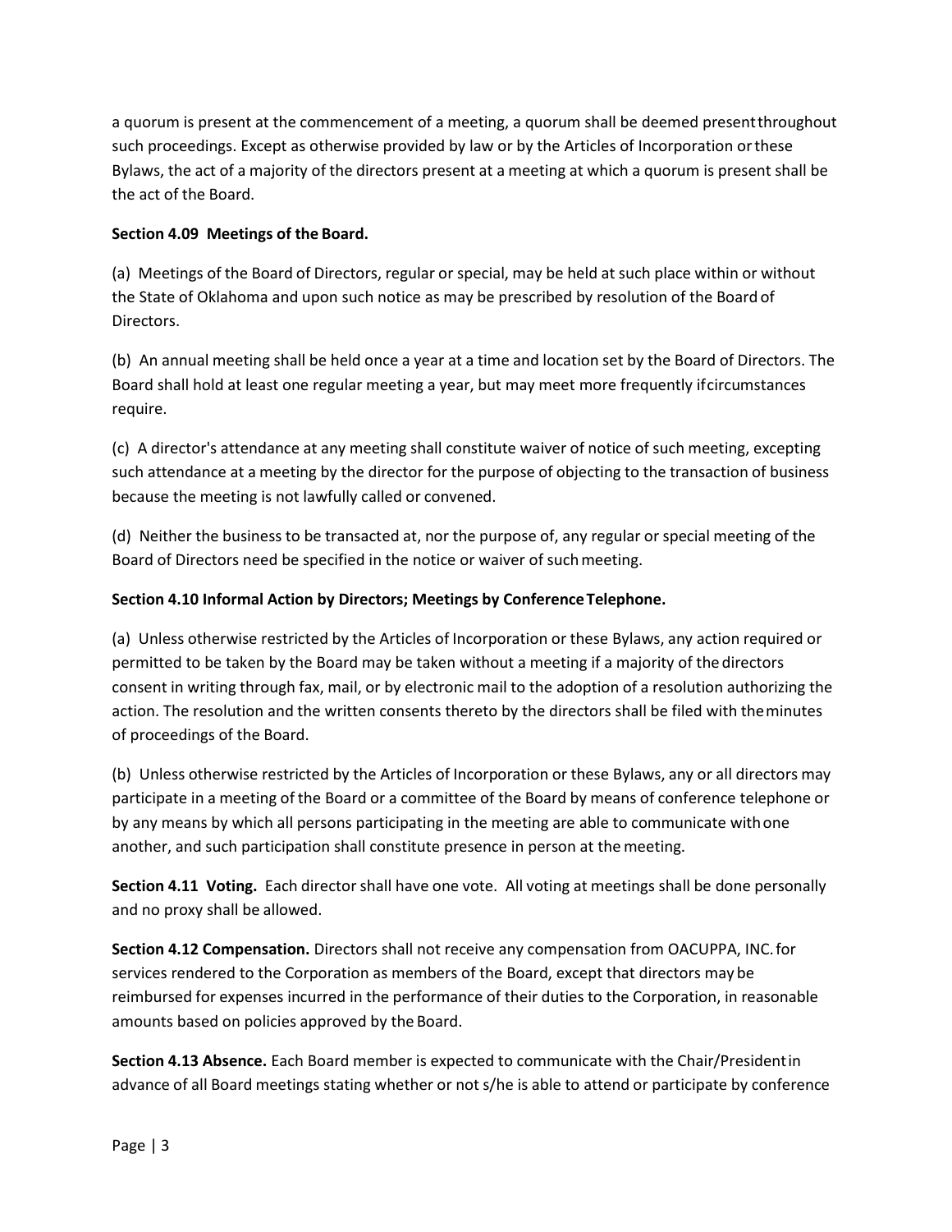a quorum is present at the commencement of a meeting, a quorum shall be deemed present throughout such proceedings. Except as otherwise provided by law or by the Articles of Incorporation or these Bylaws, the act of a majority of the directors present at a meeting at which a quorum is present shall be the act of the Board.

**Section 4.09 Meetings of the Board.**

(a) Meetings of the Board of Directors, regular or special, may be held at such place within or without the State of Oklahoma and upon such notice as may be prescribed by resolution of the Board of Directors.

(b) An annual meeting shall be held once a year at a time and location set by the Board of Directors. The Board shall hold at least one regular meeting a year, but may meet more frequently if circumstances require.

(c) A director's attendance at any meeting shall constitute waiver of notice of such meeting, excepting such attendance at a meeting by the director for the purpose of objecting to the transaction of business because the meeting is not lawfully called or convened.

(d) Neither the business to be transacted at, nor the purpose of, any regular or special meeting of the Board of Directors need be specified in the notice or waiver of such meeting.

**Section 4.10 Informal Action by Directors; Meetings by Conference Telephone.**

(a) Unless otherwise restricted by the Articles of Incorporation or these Bylaws, any action required or permitted to be taken by the Board may be taken without a meeting if a majority of the directors consent in writing through fax, mail, or by electronic mail to the adoption of a resolution authorizing the action. The resolution and the written consents thereto by the directors shall be filed with the minutes of proceedings of the Board.

(b) Unless otherwise restricted by the Articles of Incorporation or these Bylaws, any or all directors may participate in a meeting of the Board or a committee of the Board by means of conference telephone or by any means by which all persons participating in the meeting are able to communicate with one another, and such participation shall constitute presence in person at the meeting.

**Section 4.11 Voting.** Each director shall have one vote. All voting at meetings shall be done personally and no proxy shall be allowed.

**Section 4.12 Compensation.** Directors shall not receive any compensation from OACUPPA, INC. for services rendered to the Corporation as members of the Board, except that directors may be reimbursed for expenses incurred in the performance of their duties to the Corporation, in reasonable amounts based on policies approved by the Board.

**Section 4.13 Absence.** Each Board member is expected to communicate with the Chair/President in advance of all Board meetings stating whether or not s/he is able to attend or participate by conference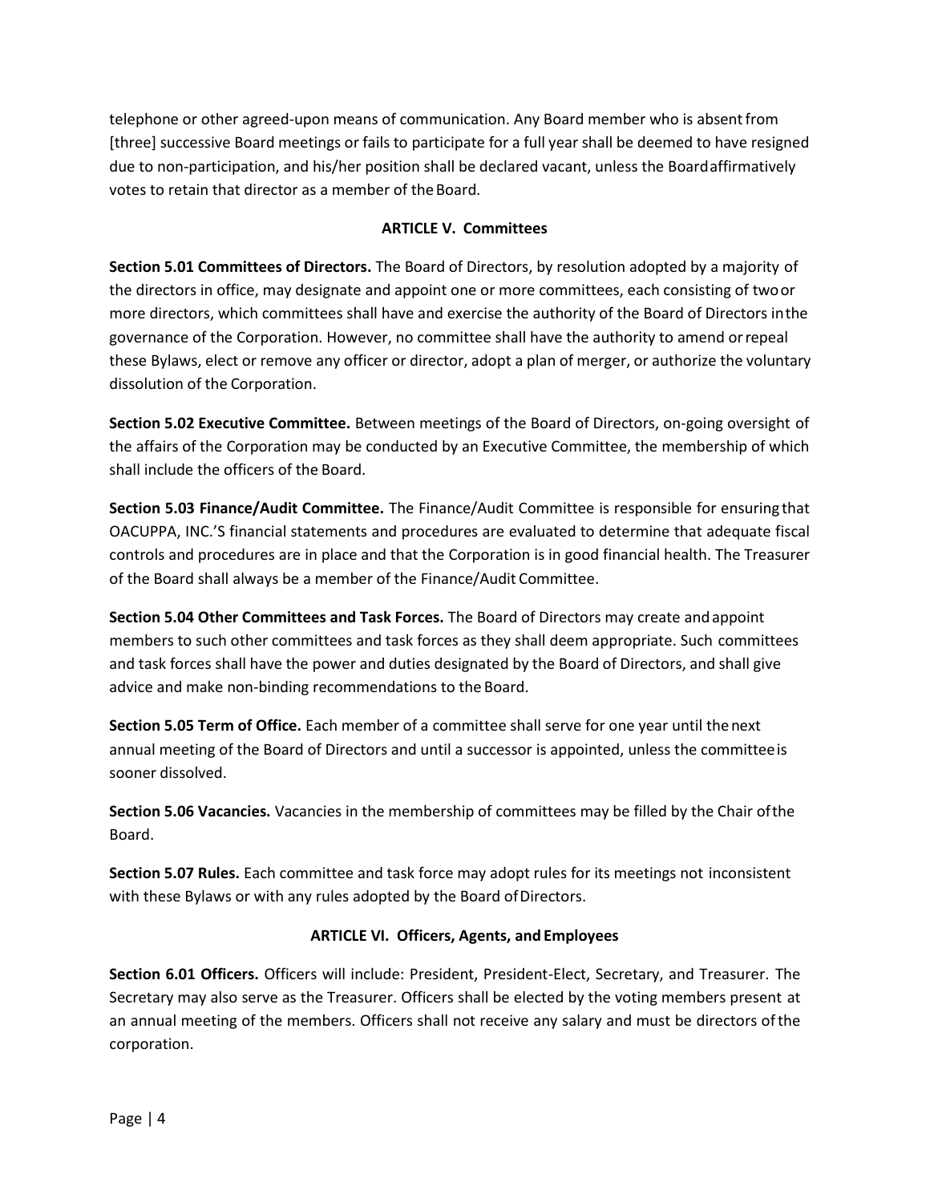telephone or other agreed-upon means of communication. Any Board member who is absent from [three] successive Board meetings or fails to participate for a full year shall be deemed to have resigned due to non-participation, and his/her position shall be declared vacant, unless the Board affirmatively votes to retain that director as a member of the Board.

## ARTICLE V. Committees

**Section 5.01 Committees of Directors.** The Board of Directors, by resolution adopted by a majority of the directors in office, may designate and appoint one or more committees, each consisting of two or more directors, which committees shall have and exercise the authority of the Board of Directors in the governance of the Corporation. However, no committee shall have the authority to amend or repeal these Bylaws, elect or remove any officer or director, adopt a plan of merger, or authorize the voluntary dissolution of the Corporation.

**Section 5.02 Executive Committee.** Between meetings of the Board of Directors, on-going oversight of the affairs of the Corporation may be conducted by an Executive Committee, the membership of which shall include the officers of the Board.

**Section 5.03 Finance/Audit Committee.** The Finance/Audit Committee is responsible for ensuring that OACUPPA, INC.'S financial statements and procedures are evaluated to determine that adequate fiscal controls and procedures are in place and that the Corporation is in good financial health. The Treasurer of the Board shall always be a member of the Finance/Audit Committee.

**Section 5.04 Other Committees and Task Forces.** The Board of Directors may create and appoint members to such other committees and task forces as they shall deem appropriate. Such committees and task forces shall have the power and duties designated by the Board of Directors, and shall give advice and make non-binding recommendations to the Board.

**Section 5.05 Term of Office.** Each member of a committee shall serve for one year until the next annual meeting of the Board of Directors and until a successor is appointed, unless the committee is sooner dissolved.

**Section 5.06 Vacancies.** Vacancies in the membership of committees may be filled by the Chair of the Board.

**Section 5.07 Rules.** Each committee and task force may adopt rules for its meetings not inconsistent with these Bylaws or with any rules adopted by the Board of Directors.

## ARTICLE VI. Officers, Agents, and Employees

**Section 6.01 Officers.** Officers will include: President, President-Elect, Secretary, and Treasurer. The Secretary may also serve as the Treasurer. Officers shall be elected by the voting members present at an annual meeting of the members. Officers shall not receive any salary and must be directors of the corporation.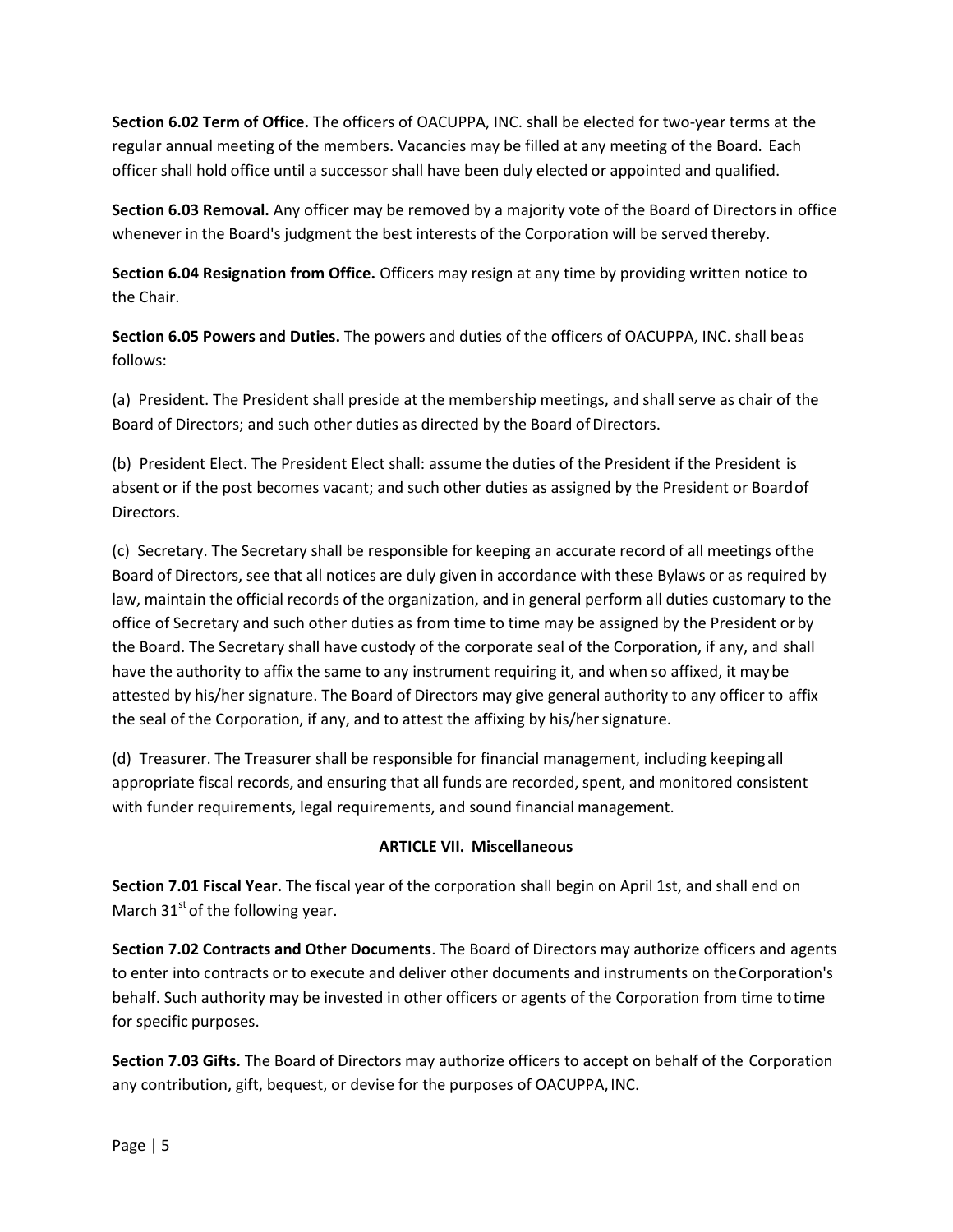**Section 6.02 Term of Office.** The officers of OACUPPA, INC. shall be elected for two-year terms at the regular annual meeting of the members. Vacancies may be filled at any meeting of the Board. Each officer shall hold office until a successor shall have been duly elected or appointed and qualified.

**Section 6.03 Removal.** Any officer may be removed by a majority vote of the Board of Directors in office whenever in the Board's judgment the best interests of the Corporation will be served thereby.

**Section 6.04 Resignation from Office.** Officers may resign at any time by providing written notice to the Chair.

**Section 6.05 Powers and Duties.** The powers and duties of the officers of OACUPPA, INC. shall be as follows:

(a) President. The President shall preside at the membership meetings, and shall serve as chair of the Board of Directors; and such other duties as directed by the Board of Directors.

(b) President Elect. The President Elect shall: assume the duties of the President if the President is absent or if the post becomes vacant; and such other duties as assigned by the President or Board of Directors.

(c) Secretary. The Secretary shall be responsible for keeping an accurate record of all meetings of the Board of Directors, see that all notices are duly given in accordance with these Bylaws or as required by law, maintain the official records of the organization, and in general perform all duties customary to the office of Secretary and such other duties as from time to time may be assigned by the President or by the Board. The Secretary shall have custody of the corporate seal of the Corporation, if any, and shall have the authority to affix the same to any instrument requiring it, and when so affixed, it may be attested by his/her signature. The Board of Directors may give general authority to any officer to affix the seal of the Corporation, if any, and to attest the affixing by his/her signature.

(d) Treasurer. The Treasurer shall be responsible for financial management, including keeping all appropriate fiscal records, and ensuring that all funds are recorded, spent, and monitored consistent with funder requirements, legal requirements, and sound financial management.

## ARTICLE VII. Miscellaneous

**Section 7.01 Fiscal Year.** The fiscal year of the corporation shall begin on April 1st, and shall end on March 31st of the following year.

**Section 7.02 Contracts and Other Documents**. The Board of Directors may authorize officers and agents to enter into contracts or to execute and deliver other documents and instruments on the Corporation's behalf. Such authority may be invested in other officers or agents of the Corporation from time to time for specific purposes.

**Section 7.03 Gifts.** The Board of Directors may authorize officers to accept on behalf of the Corporation any contribution, gift, bequest, or devise for the purposes of OACUPPA, INC.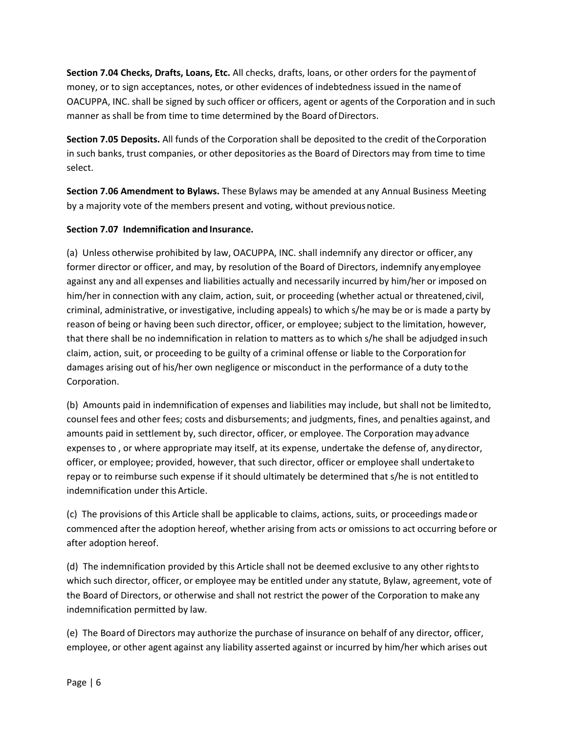**Section 7.04 Checks, Drafts, Loans, Etc.** All checks, drafts, loans, or other orders for the payment of money, or to sign acceptances, notes, or other evidences of indebtedness issued in the name of OACUPPA, INC. shall be signed by such officer or officers, agent or agents of the Corporation and in such manner as shall be from time to time determined by the Board of Directors.

**Section 7.05 Deposits.** All funds of the Corporation shall be deposited to the credit of the Corporation in such banks, trust companies, or other depositories as the Board of Directors may from time to time select.

**Section 7.06 Amendment to Bylaws.** These Bylaws may be amended at any Annual Business Meeting by a majority vote of the members present and voting, without previous notice.

**Section 7.07 Indemnification and Insurance.**

(a) Unless otherwise prohibited by law, OACUPPA, INC. shall indemnify any director or officer, any former director or officer, and may, by resolution of the Board of Directors, indemnify any employee against any and all expenses and liabilities actually and necessarily incurred by him/her or imposed on him/her in connection with any claim, action, suit, or proceeding (whether actual or threatened, civil, criminal, administrative, or investigative, including appeals) to which s/he may be or is made a party by reason of being or having been such director, officer, or employee; subject to the limitation, however, that there shall be no indemnification in relation to matters as to which s/he shall be adjudged in such claim, action, suit, or proceeding to be guilty of a criminal offense or liable to the Corporation for damages arising out of his/her own negligence or misconduct in the performance of a duty to the Corporation.

(b) Amounts paid in indemnification of expenses and liabilities may include, but shall not be limited to, counsel fees and other fees; costs and disbursements; and judgments, fines, and penalties against, and amounts paid in settlement by, such director, officer, or employee. The Corporation may advance expenses to , or where appropriate may itself, at its expense, undertake the defense of, any director, officer, or employee; provided, however, that such director, officer or employee shall undertake to repay or to reimburse such expense if it should ultimately be determined that s/he is not entitled to indemnification under this Article.

(c) The provisions of this Article shall be applicable to claims, actions, suits, or proceedings made or commenced after the adoption hereof, whether arising from acts or omissions to act occurring before or after adoption hereof.

(d) The indemnification provided by this Article shall not be deemed exclusive to any other rights to which such director, officer, or employee may be entitled under any statute, Bylaw, agreement, vote of the Board of Directors, or otherwise and shall not restrict the power of the Corporation to make any indemnification permitted by law.

(e) The Board of Directors may authorize the purchase of insurance on behalf of any director, officer, employee, or other agent against any liability asserted against or incurred by him/her which arises out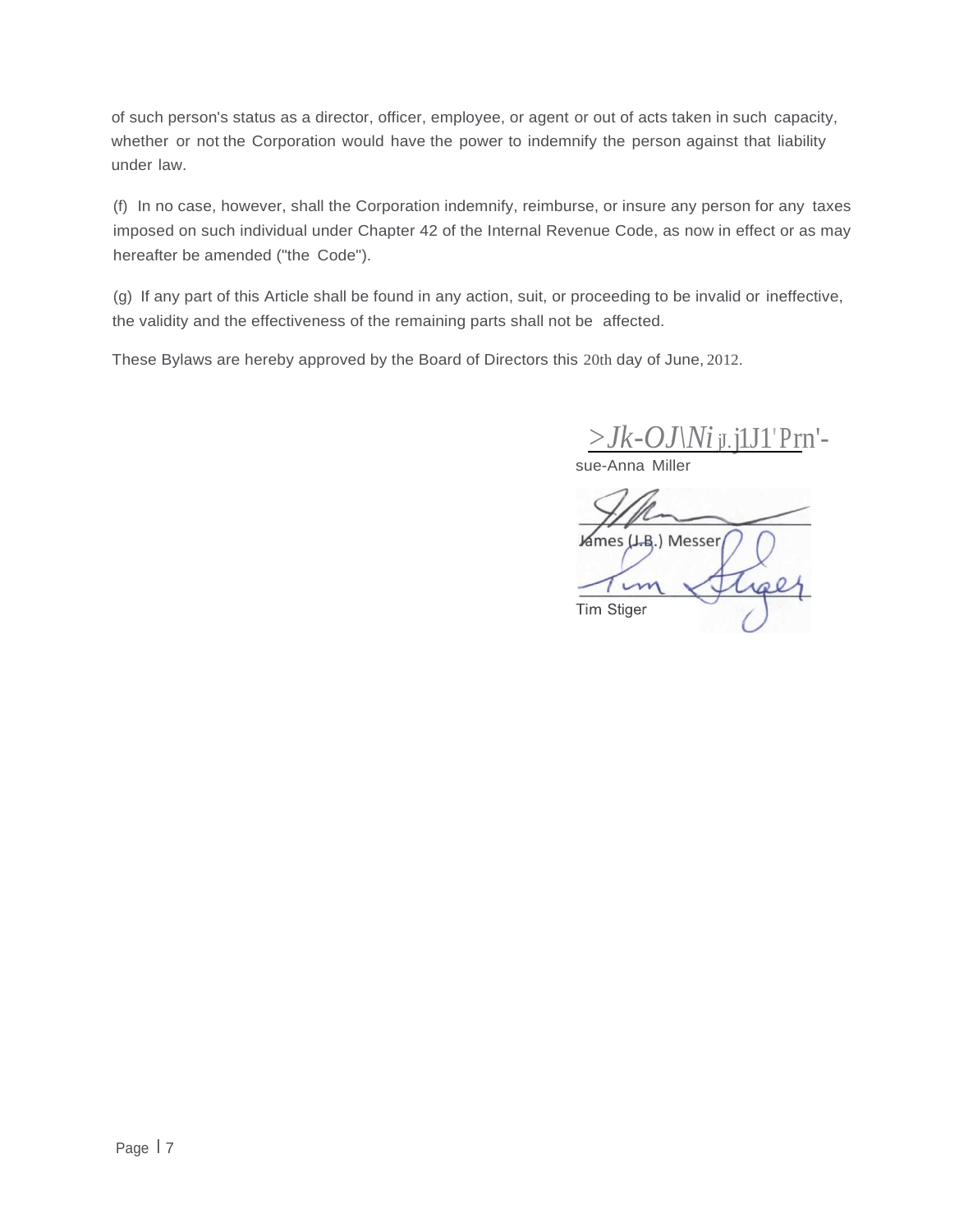of such person's status as a director, officer, employee, or agent or out of acts taken in such capacity, whether or not the Corporation would have the power to indemnify the person against that liability under law.

(f) In no case, however, shall the Corporation indemnify, reimburse, or insure any person for any taxes imposed on such individual under Chapter 42 of the Internal Revenue Code, as now in effect or as may hereafter be amended ("the Code").

(g) If any part of this Article shall be found in any action, suit, or proceeding to be invalid or ineffective, the validity and the effectiveness of the remaining parts shall not be affected.

These Bylaws are hereby approved by the Board of Directors this 20th day of June, 2012.

>Jk-OJ\Ni jJ.j1J1'Prn'-

sue-Anna Miller

James (J.B.) Messer

Tim Stiger